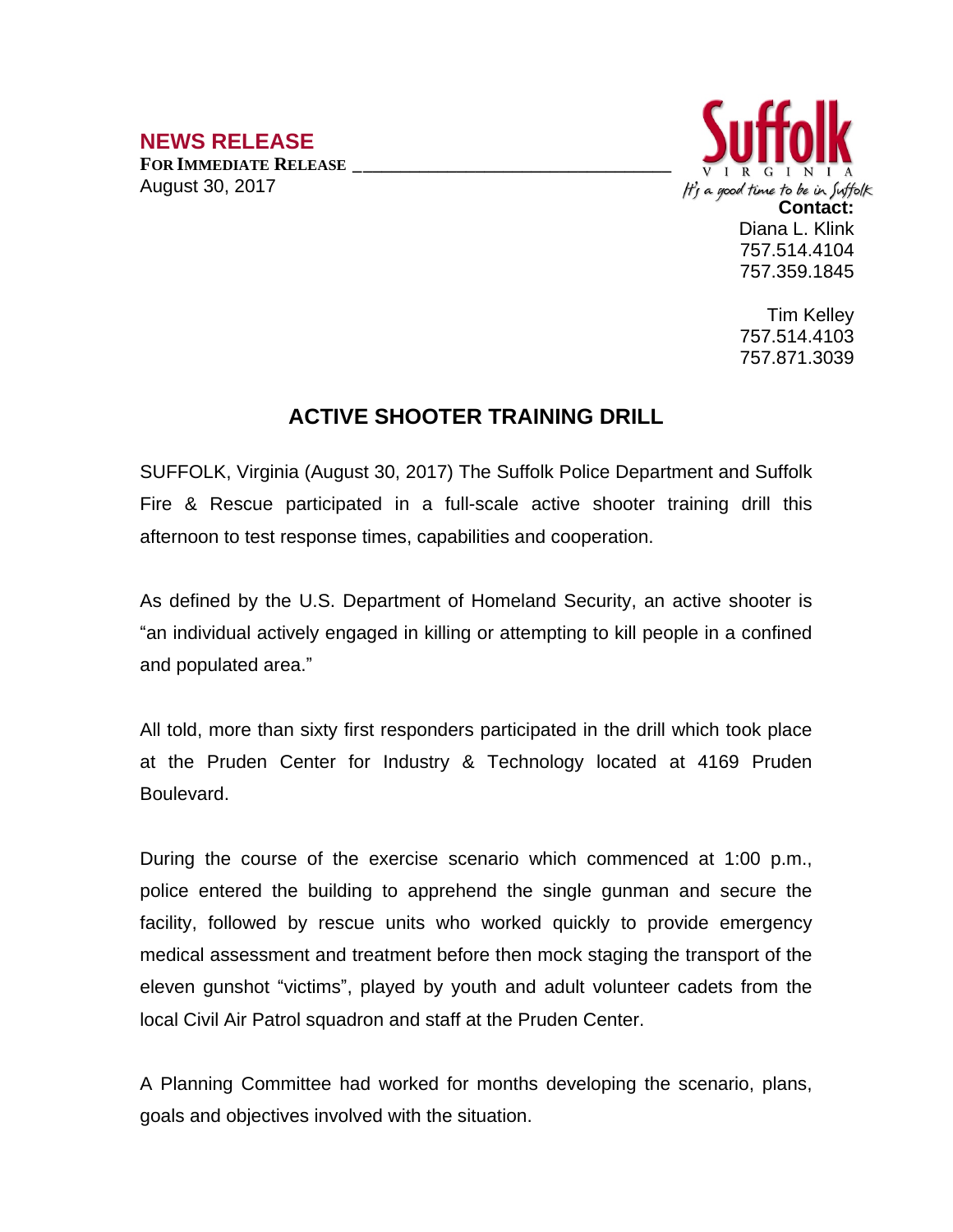**NEWS RELEASE**

**FOR IMMEDIATE RELEASE**

August 30, 2017

Suffolk VIRGINIA

*It's a good time to be in Suffolk*

**Contact:**

Diana L. Klink
757.514.4104
757.359.1845

Tim Kelley
757.514.4103
757.871.3039

# ACTIVE SHOOTER TRAINING DRILL

SUFFOLK, Virginia (August 30, 2017) The Suffolk Police Department and Suffolk Fire & Rescue participated in a full-scale active shooter training drill this afternoon to test response times, capabilities and cooperation.

As defined by the U.S. Department of Homeland Security, an active shooter is "an individual actively engaged in killing or attempting to kill people in a confined and populated area."

All told, more than sixty first responders participated in the drill which took place at the Pruden Center for Industry & Technology located at 4169 Pruden Boulevard.

During the course of the exercise scenario which commenced at 1:00 p.m., police entered the building to apprehend the single gunman and secure the facility, followed by rescue units who worked quickly to provide emergency medical assessment and treatment before then mock staging the transport of the eleven gunshot "victims", played by youth and adult volunteer cadets from the local Civil Air Patrol squadron and staff at the Pruden Center.

A Planning Committee had worked for months developing the scenario, plans, goals and objectives involved with the situation.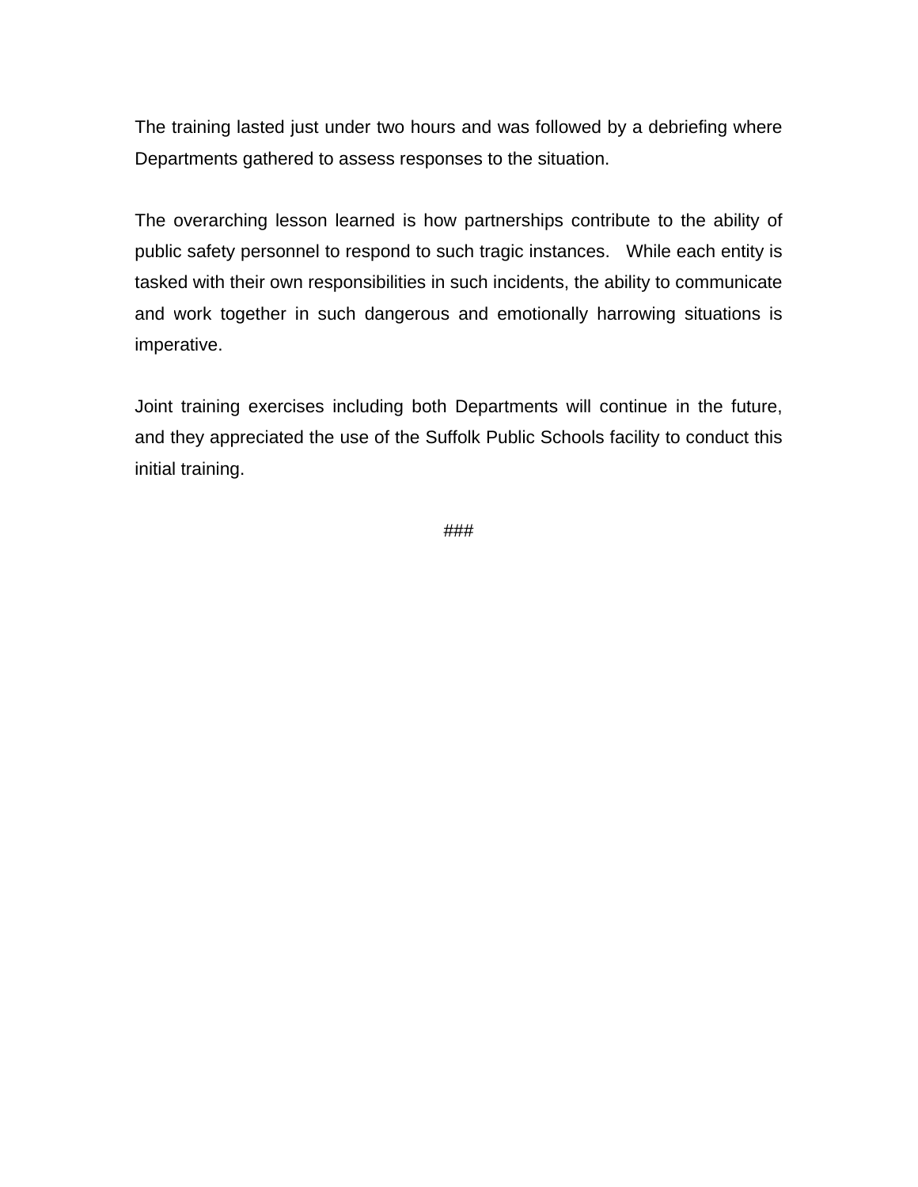The training lasted just under two hours and was followed by a debriefing where Departments gathered to assess responses to the situation.

The overarching lesson learned is how partnerships contribute to the ability of public safety personnel to respond to such tragic instances. While each entity is tasked with their own responsibilities in such incidents, the ability to communicate and work together in such dangerous and emotionally harrowing situations is imperative.

Joint training exercises including both Departments will continue in the future, and they appreciated the use of the Suffolk Public Schools facility to conduct this initial training.

###